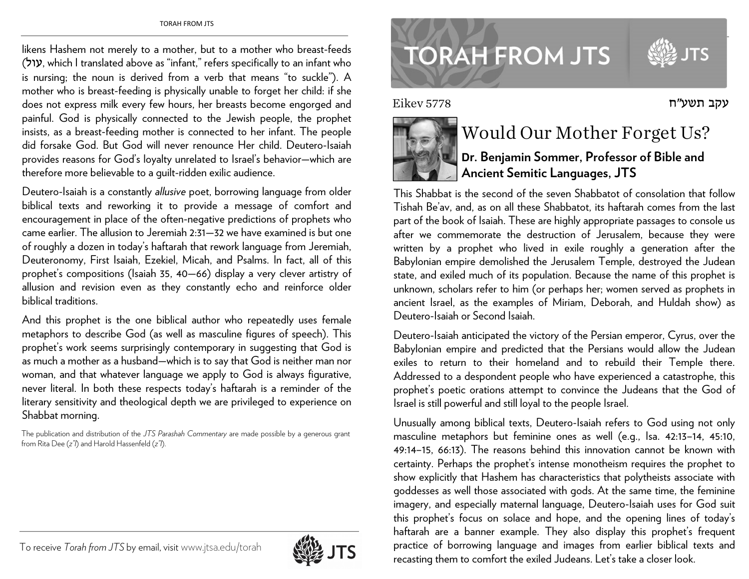# TORAH FROM JTS

Eikev 5778 — עקב תשע"ח

## Would Our Mother Forget Us?

**Dr. Benjamin Sommer, Professor of Bible and Ancient Semitic Languages, JTS**

This Shabbat is the second of the seven Shabbatot of consolation that follow Tishah Be'av, and, as on all these Shabbatot, its haftarah comes from the last part of the book of Isaiah. These are highly appropriate passages to console us after we commemorate the destruction of Jerusalem, because they were written by a prophet who lived in exile roughly a generation after the Babylonian empire demolished the Jerusalem Temple, destroyed the Judean state, and exiled much of its population. Because the name of this prophet is unknown, scholars refer to him (or perhaps her; women served as prophets in ancient Israel, as the examples of Miriam, Deborah, and Huldah show) as Deutero-Isaiah or Second Isaiah.

Deutero-Isaiah anticipated the victory of the Persian emperor, Cyrus, over the Babylonian empire and predicted that the Persians would allow the Judean exiles to return to their homeland and to rebuild their Temple there. Addressed to a despondent people who have experienced a catastrophe, this prophet's poetic orations attempt to convince the Judeans that the God of Israel is still powerful and still loyal to the people Israel.

Unusually among biblical texts, Deutero-Isaiah refers to God using not only masculine metaphors but feminine ones as well (e.g., Isa. 42:13–14, 45:10, 49:14–15, 66:13). The reasons behind this innovation cannot be known with certainty. Perhaps the prophet's intense monotheism requires the prophet to show explicitly that Hashem has characteristics that polytheists associate with goddesses as well those associated with gods. At the same time, the feminine imagery, and especially maternal language, Deutero-Isaiah uses for God suit this prophet's focus on solace and hope, and the opening lines of today's haftarah are a banner example. They also display this prophet's frequent practice of borrowing language and images from earlier biblical texts and recasting them to comfort the exiled Judeans. Let's take a closer look.

likens Hashem not merely to a mother, but to a mother who breast-feeds (עול, which I translated above as "infant," refers specifically to an infant who is nursing; the noun is derived from a verb that means "to suckle"). A mother who is breast-feeding is physically unable to forget her child: if she does not express milk every few hours, her breasts become engorged and painful. God is physically connected to the Jewish people, the prophet insists, as a breast-feeding mother is connected to her infant. The people did forsake God. But God will never renounce Her child. Deutero-Isaiah provides reasons for God's loyalty unrelated to Israel's behavior—which are therefore more believable to a guilt-ridden exilic audience.

Deutero-Isaiah is a constantly *allusive* poet, borrowing language from older biblical texts and reworking it to provide a message of comfort and encouragement in place of the often-negative predictions of prophets who came earlier. The allusion to Jeremiah 2:31—32 we have examined is but one of roughly a dozen in today's haftarah that rework language from Jeremiah, Deuteronomy, First Isaiah, Ezekiel, Micah, and Psalms. In fact, all of this prophet's compositions (Isaiah 35, 40—66) display a very clever artistry of allusion and revision even as they constantly echo and reinforce older biblical traditions.

And this prophet is the one biblical author who repeatedly uses female metaphors to describe God (as well as masculine figures of speech). This prophet's work seems surprisingly contemporary in suggesting that God is as much a mother as a husband—which is to say that God is neither man nor woman, and that whatever language we apply to God is always figurative, never literal. In both these respects today's haftarah is a reminder of the literary sensitivity and theological depth we are privileged to experience on Shabbat morning.

The publication and distribution of the *JTS Parashah Commentary* are made possible by a generous grant from Rita Dee (*z"l*) and Harold Hassenfeld (*z"l*).

To receive *Torah from JTS* by email, visit www.jtsa.edu/torah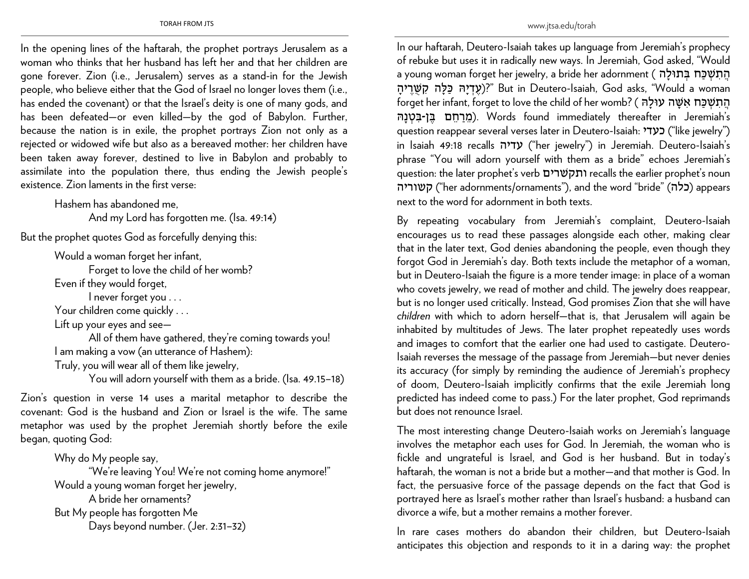In the opening lines of the haftarah, the prophet portrays Jerusalem as a woman who thinks that her husband has left her and that her children are gone forever. Zion (i.e., Jerusalem) serves as a stand-in for the Jewish people, who believe either that the God of Israel no longer loves them (i.e., has ended the covenant) or that the Israel's deity is one of many gods, and has been defeated—or even killed—by the god of Babylon. Further, because the nation is in exile, the prophet portrays Zion not only as a rejected or widowed wife but also as a bereaved mother: her children have been taken away forever, destined to live in Babylon and probably to assimilate into the population there, thus ending the Jewish people's existence. Zion laments in the first verse:

> Hashem has abandoned me,
> And my Lord has forgotten me. (Isa. 49:14)

But the prophet quotes God as forcefully denying this:

> Would a woman forget her infant,
> Forget to love the child of her womb?
> Even if they would forget,
> I never forget you . . .
> Your children come quickly . . .
> Lift up your eyes and see—
> All of them have gathered, they're coming towards you!
> I am making a vow (an utterance of Hashem):
> Truly, you will wear all of them like jewelry,
> You will adorn yourself with them as a bride. (Isa. 49.15–18)

Zion's question in verse 14 uses a marital metaphor to describe the covenant: God is the husband and Zion or Israel is the wife. The same metaphor was used by the prophet Jeremiah shortly before the exile began, quoting God:

> Why do My people say,
> "We're leaving You! We're not coming home anymore!"
> Would a young woman forget her jewelry,
> A bride her ornaments?
> But My people has forgotten Me
> Days beyond number. (Jer. 2:31–32)

In our haftarah, Deutero-Isaiah takes up language from Jeremiah's prophecy of rebuke but uses it in radically new ways. In Jeremiah, God asked, "Would a young woman forget her jewelry, a bride her adornment (הֲתִשְׁכַּח בְּתוּלָה עֶדְיָהּ כַּלָּה קִשֻּׁרֶיהָ)?" But in Deutero-Isaiah, God asks, "Would a woman forget her infant, forget to love the child of her womb? (הֲתִשְׁכַּח אִשָּׁה עוּלָהּ מֵרַחֵם בֶּן-בִּטְנָהּ). Words found immediately thereafter in Jeremiah's question reappear several verses later in Deutero-Isaiah: כעדי ("like jewelry") in Isaiah 49:18 recalls עדיה ("her jewelry") in Jeremiah. Deutero-Isaiah's phrase "You will adorn yourself with them as a bride" echoes Jeremiah's question: the later prophet's verb ותקשרים recalls the earlier prophet's noun קשוריה ("her adornments/ornaments"), and the word "bride" (כלה) appears next to the word for adornment in both texts.

By repeating vocabulary from Jeremiah's complaint, Deutero-Isaiah encourages us to read these passages alongside each other, making clear that in the later text, God denies abandoning the people, even though they forgot God in Jeremiah's day. Both texts include the metaphor of a woman, but in Deutero-Isaiah the figure is a more tender image: in place of a woman who covets jewelry, we read of mother and child. The jewelry does reappear, but is no longer used critically. Instead, God promises Zion that she will have *children* with which to adorn herself—that is, that Jerusalem will again be inhabited by multitudes of Jews. The later prophet repeatedly uses words and images to comfort that the earlier one had used to castigate. Deutero-Isaiah reverses the message of the passage from Jeremiah—but never denies its accuracy (for simply by reminding the audience of Jeremiah's prophecy of doom, Deutero-Isaiah implicitly confirms that the exile Jeremiah long predicted has indeed come to pass.) For the later prophet, God reprimands but does not renounce Israel.

The most interesting change Deutero-Isaiah works on Jeremiah's language involves the metaphor each uses for God. In Jeremiah, the woman who is fickle and ungrateful is Israel, and God is her husband. But in today's haftarah, the woman is not a bride but a mother—and that mother is God. In fact, the persuasive force of the passage depends on the fact that God is portrayed here as Israel's mother rather than Israel's husband: a husband can divorce a wife, but a mother remains a mother forever.

In rare cases mothers do abandon their children, but Deutero-Isaiah anticipates this objection and responds to it in a daring way: the prophet